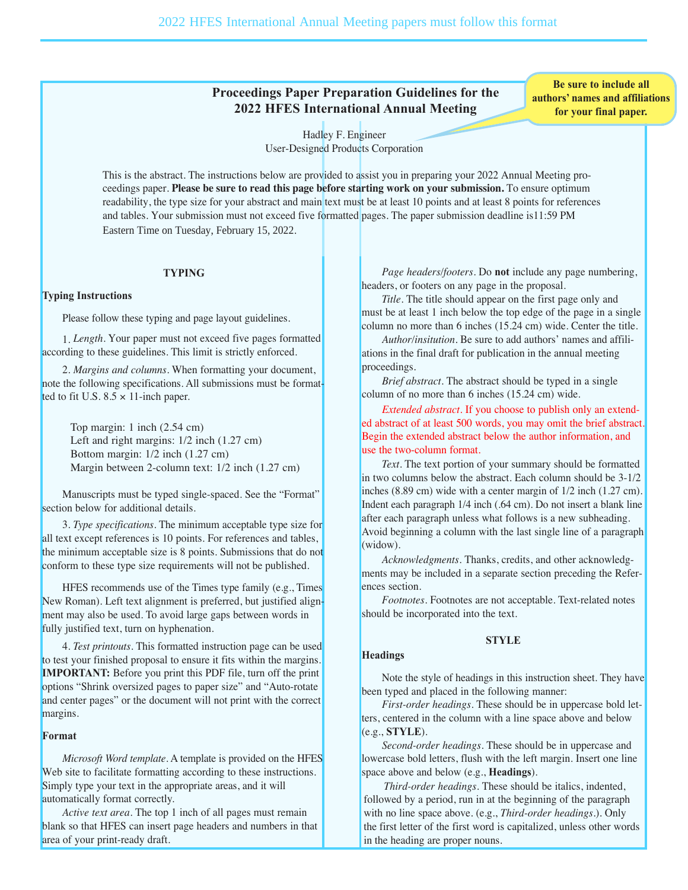2022 HFES International Annual Meeting papers must follow this format

# Proceedings Paper Preparation Guidelines for the 2022 HFES International Annual Meeting

**Be sure to include all authors' names and affiliations for your final paper.**

Hadley F. Engineer
User-Designed Products Corporation

This is the abstract. The instructions below are provided to assist you in preparing your 2022 Annual Meeting proceedings paper. **Please be sure to read this page before starting work on your submission.** To ensure optimum readability, the type size for your abstract and main text must be at least 10 points and at least 8 points for references and tables. Your submission must not exceed five formatted pages. The paper submission deadline is11:59 PM Eastern Time on Tuesday, February 15, 2022.

## TYPING

### Typing Instructions

Please follow these typing and page layout guidelines.

1. *Length*. Your paper must not exceed five pages formatted according to these guidelines. This limit is strictly enforced.

2. *Margins and columns*. When formatting your document, note the following specifications. All submissions must be formatted to fit U.S. 8.5 × 11-inch paper.

Top margin: 1 inch (2.54 cm)
Left and right margins: 1/2 inch (1.27 cm)
Bottom margin: 1/2 inch (1.27 cm)
Margin between 2-column text: 1/2 inch (1.27 cm)

Manuscripts must be typed single-spaced. See the "Format" section below for additional details.

3. *Type specifications*. The minimum acceptable type size for all text except references is 10 points. For references and tables, the minimum acceptable size is 8 points. Submissions that do not conform to these type size requirements will not be published.

HFES recommends use of the Times type family (e.g., Times New Roman). Left text alignment is preferred, but justified alignment may also be used. To avoid large gaps between words in fully justified text, turn on hyphenation.

4. *Test printouts*. This formatted instruction page can be used to test your finished proposal to ensure it fits within the margins. **IMPORTANT:** Before you print this PDF file, turn off the print options "Shrink oversized pages to paper size" and "Auto-rotate and center pages" or the document will not print with the correct margins.

### Format

*Microsoft Word template*. A template is provided on the HFES Web site to facilitate formatting according to these instructions. Simply type your text in the appropriate areas, and it will automatically format correctly.

*Active text area*. The top 1 inch of all pages must remain blank so that HFES can insert page headers and numbers in that area of your print-ready draft.

*Page headers/footers*. Do **not** include any page numbering, headers, or footers on any page in the proposal.

*Title*. The title should appear on the first page only and must be at least 1 inch below the top edge of the page in a single column no more than 6 inches (15.24 cm) wide. Center the title.

*Author/insitution*. Be sure to add authors' names and affiliations in the final draft for publication in the annual meeting proceedings.

*Brief abstract*. The abstract should be typed in a single column of no more than 6 inches (15.24 cm) wide.

*Extended abstract*. If you choose to publish only an extended abstract of at least 500 words, you may omit the brief abstract. Begin the extended abstract below the author information, and use the two-column format.

*Text*. The text portion of your summary should be formatted in two columns below the abstract. Each column should be 3-1/2 inches (8.89 cm) wide with a center margin of 1/2 inch (1.27 cm). Indent each paragraph 1/4 inch (.64 cm). Do not insert a blank line after each paragraph unless what follows is a new subheading. Avoid beginning a column with the last single line of a paragraph (widow).

*Acknowledgments*. Thanks, credits, and other acknowledgments may be included in a separate section preceding the References section.

*Footnotes*. Footnotes are not acceptable. Text-related notes should be incorporated into the text.

## STYLE

### Headings

Note the style of headings in this instruction sheet. They have been typed and placed in the following manner:

*First-order headings*. These should be in uppercase bold letters, centered in the column with a line space above and below (e.g., **STYLE**).

*Second-order headings*. These should be in uppercase and lowercase bold letters, flush with the left margin. Insert one line space above and below (e.g., **Headings**).

*Third-order headings*. These should be italics, indented, followed by a period, run in at the beginning of the paragraph with no line space above. (e.g., *Third-order headings*.). Only the first letter of the first word is capitalized, unless other words in the heading are proper nouns.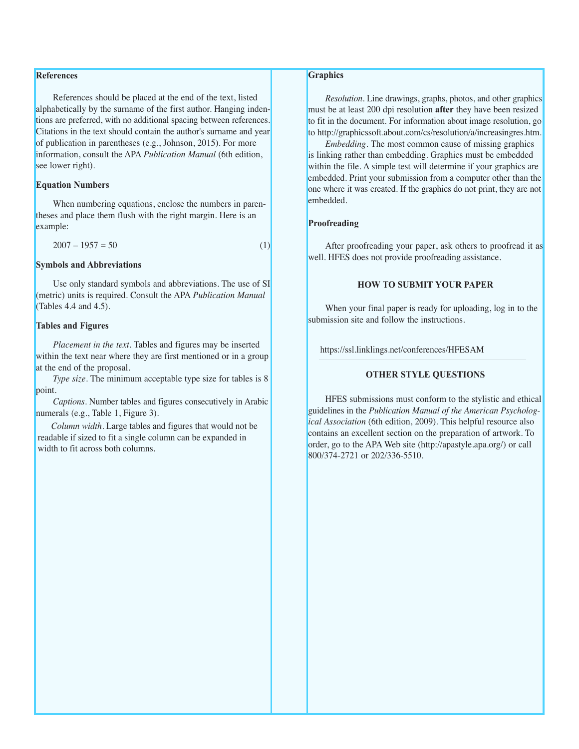### References

References should be placed at the end of the text, listed alphabetically by the surname of the first author. Hanging indentions are preferred, with no additional spacing between references. Citations in the text should contain the author's surname and year of publication in parentheses (e.g., Johnson, 2015). For more information, consult the APA *Publication Manual* (6th edition, see lower right).

### Equation Numbers

When numbering equations, enclose the numbers in parentheses and place them flush with the right margin. Here is an example:

$$2007 - 1957 = 50 \qquad (1)$$

### Symbols and Abbreviations

Use only standard symbols and abbreviations. The use of SI (metric) units is required. Consult the APA *Publication Manual* (Tables 4.4 and 4.5).

### Tables and Figures

*Placement in the text*. Tables and figures may be inserted within the text near where they are first mentioned or in a group at the end of the proposal.

*Type size*. The minimum acceptable type size for tables is 8 point.

*Captions*. Number tables and figures consecutively in Arabic numerals (e.g., Table 1, Figure 3).

*Column width*. Large tables and figures that would not be readable if sized to fit a single column can be expanded in width to fit across both columns.

### Graphics

*Resolution*. Line drawings, graphs, photos, and other graphics must be at least 200 dpi resolution **after** they have been resized to fit in the document. For information about image resolution, go to http://graphicssoft.about.com/cs/resolution/a/increasingres.htm.

*Embedding*. The most common cause of missing graphics is linking rather than embedding. Graphics must be embedded within the file. A simple test will determine if your graphics are embedded. Print your submission from a computer other than the one where it was created. If the graphics do not print, they are not embedded.

### Proofreading

After proofreading your paper, ask others to proofread it as well. HFES does not provide proofreading assistance.

## HOW TO SUBMIT YOUR PAPER

When your final paper is ready for uploading, log in to the submission site and follow the instructions.

https://ssl.linklings.net/conferences/HFESAM

## OTHER STYLE QUESTIONS

HFES submissions must conform to the stylistic and ethical guidelines in the *Publication Manual of the American Psychological Association* (6th edition, 2009). This helpful resource also contains an excellent section on the preparation of artwork. To order, go to the APA Web site (http://apastyle.apa.org/) or call 800/374-2721 or 202/336-5510.